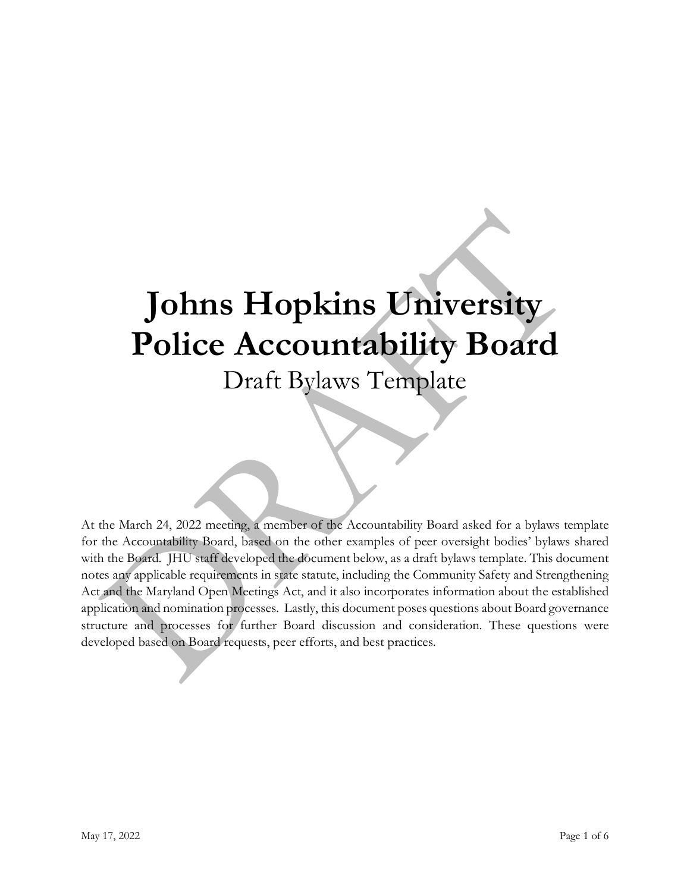# Johns Hopkins University Police Accountability Board

## Draft Bylaws Template

At the March 24, 2022 meeting, a member of the Accountability Board asked for a bylaws template for the Accountability Board, based on the other examples of peer oversight bodies' bylaws shared with the Board. JHU staff developed the document below, as a draft bylaws template. This document notes any applicable requirements in state statute, including the Community Safety and Strengthening Act and the Maryland Open Meetings Act, and it also incorporates information about the established application and nomination processes. Lastly, this document poses questions about Board governance structure and processes for further Board discussion and consideration. These questions were developed based on Board requests, peer efforts, and best practices.

May 17, 2022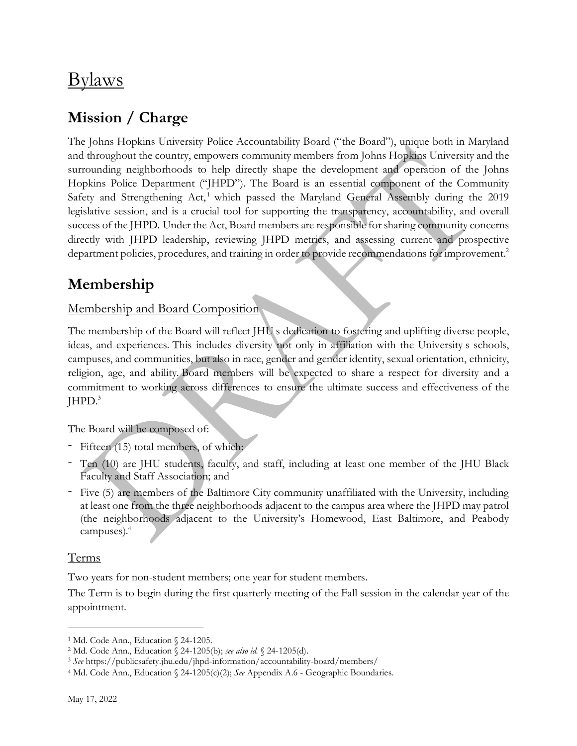# Bylaws

## Mission / Charge

The Johns Hopkins University Police Accountability Board ("the Board"), unique both in Maryland and throughout the country, empowers community members from Johns Hopkins University and the surrounding neighborhoods to help directly shape the development and operation of the Johns Hopkins Police Department ("JHPD"). The Board is an essential component of the Community Safety and Strengthening Act,[1] which passed the Maryland General Assembly during the 2019 legislative session, and is a crucial tool for supporting the transparency, accountability, and overall success of the JHPD. Under the Act, Board members are responsible for sharing community concerns directly with JHPD leadership, reviewing JHPD metrics, and assessing current and prospective department policies, procedures, and training in order to provide recommendations for improvement.[2]

## Membership

### Membership and Board Composition

The membership of the Board will reflect JHU s dedication to fostering and uplifting diverse people, ideas, and experiences. This includes diversity not only in affiliation with the University s schools, campuses, and communities, but also in race, gender and gender identity, sexual orientation, ethnicity, religion, age, and ability. Board members will be expected to share a respect for diversity and a commitment to working across differences to ensure the ultimate success and effectiveness of the JHPD.[3]

The Board will be composed of:

- Fifteen (15) total members, of which:
- Ten (10) are JHU students, faculty, and staff, including at least one member of the JHU Black Faculty and Staff Association; and
- Five (5) are members of the Baltimore City community unaffiliated with the University, including at least one from the three neighborhoods adjacent to the campus area where the JHPD may patrol (the neighborhoods adjacent to the University's Homewood, East Baltimore, and Peabody campuses).[4]

### Terms

Two years for non-student members; one year for student members.

The Term is to begin during the first quarterly meeting of the Fall session in the calendar year of the appointment.

---

[1] Md. Code Ann., Education § 24-1205.

[2] Md. Code Ann., Education § 24-1205(b); *see also id.* § 24-1205(d).

[3] *See* https://publicsafety.jhu.edu/jhpd-information/accountability-board/members/

[4] Md. Code Ann., Education § 24-1205(c)(2); *See* Appendix A.6 - Geographic Boundaries.

May 17, 2022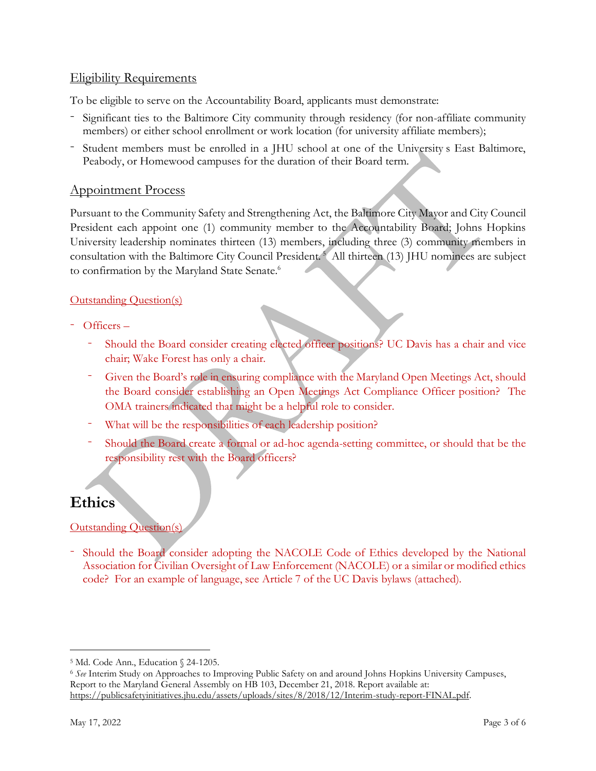## Eligibility Requirements

To be eligible to serve on the Accountability Board, applicants must demonstrate:

- Significant ties to the Baltimore City community through residency (for non-affiliate community members) or either school enrollment or work location (for university affiliate members);
- Student members must be enrolled in a JHU school at one of the University s East Baltimore, Peabody, or Homewood campuses for the duration of their Board term.

## Appointment Process

Pursuant to the Community Safety and Strengthening Act, the Baltimore City Mayor and City Council President each appoint one (1) community member to the Accountability Board; Johns Hopkins University leadership nominates thirteen (13) members, including three (3) community members in consultation with the Baltimore City Council President.[5] All thirteen (13) JHU nominees are subject to confirmation by the Maryland State Senate.[6]

Outstanding Question(s)

- Officers –
  - Should the Board consider creating elected officer positions? UC Davis has a chair and vice chair; Wake Forest has only a chair.
  - Given the Board's role in ensuring compliance with the Maryland Open Meetings Act, should the Board consider establishing an Open Meetings Act Compliance Officer position? The OMA trainers indicated that might be a helpful role to consider.
  - What will be the responsibilities of each leadership position?
  - Should the Board create a formal or ad-hoc agenda-setting committee, or should that be the responsibility rest with the Board officers?

# Ethics

Outstanding Question(s)

- Should the Board consider adopting the NACOLE Code of Ethics developed by the National Association for Civilian Oversight of Law Enforcement (NACOLE) or a similar or modified ethics code? For an example of language, see Article 7 of the UC Davis bylaws (attached).

---

[5] Md. Code Ann., Education § 24-1205.

[6] *See* Interim Study on Approaches to Improving Public Safety on and around Johns Hopkins University Campuses, Report to the Maryland General Assembly on HB 103, December 21, 2018. Report available at: https://publicsafetyinitiatives.jhu.edu/assets/uploads/sites/8/2018/12/Interim-study-report-FINAL.pdf.

May 17, 2022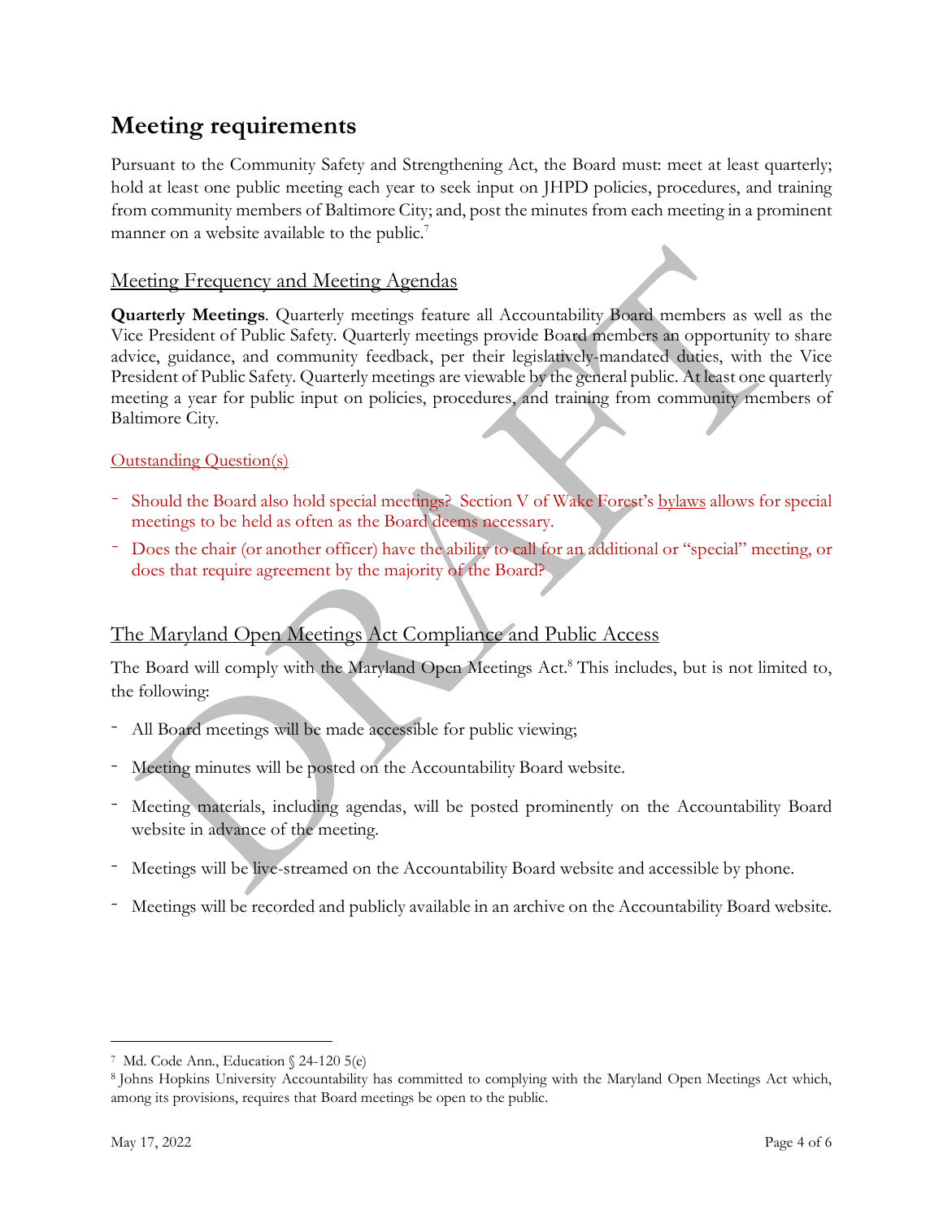## Meeting requirements

Pursuant to the Community Safety and Strengthening Act, the Board must: meet at least quarterly; hold at least one public meeting each year to seek input on JHPD policies, procedures, and training from community members of Baltimore City; and, post the minutes from each meeting in a prominent manner on a website available to the public.[7]

### Meeting Frequency and Meeting Agendas

**Quarterly Meetings**. Quarterly meetings feature all Accountability Board members as well as the Vice President of Public Safety. Quarterly meetings provide Board members an opportunity to share advice, guidance, and community feedback, per their legislatively-mandated duties, with the Vice President of Public Safety. Quarterly meetings are viewable by the general public. At least one quarterly meeting a year for public input on policies, procedures, and training from community members of Baltimore City.

Outstanding Question(s)

- Should the Board also hold special meetings? Section V of Wake Forest's bylaws allows for special meetings to be held as often as the Board deems necessary.
- Does the chair (or another officer) have the ability to call for an additional or "special" meeting, or does that require agreement by the majority of the Board?

### The Maryland Open Meetings Act Compliance and Public Access

The Board will comply with the Maryland Open Meetings Act.[8] This includes, but is not limited to, the following:

- All Board meetings will be made accessible for public viewing;
- Meeting minutes will be posted on the Accountability Board website.
- Meeting materials, including agendas, will be posted prominently on the Accountability Board website in advance of the meeting.
- Meetings will be live-streamed on the Accountability Board website and accessible by phone.
- Meetings will be recorded and publicly available in an archive on the Accountability Board website.

[7] Md. Code Ann., Education § 24-120 5(e)

[8] Johns Hopkins University Accountability has committed to complying with the Maryland Open Meetings Act which, among its provisions, requires that Board meetings be open to the public.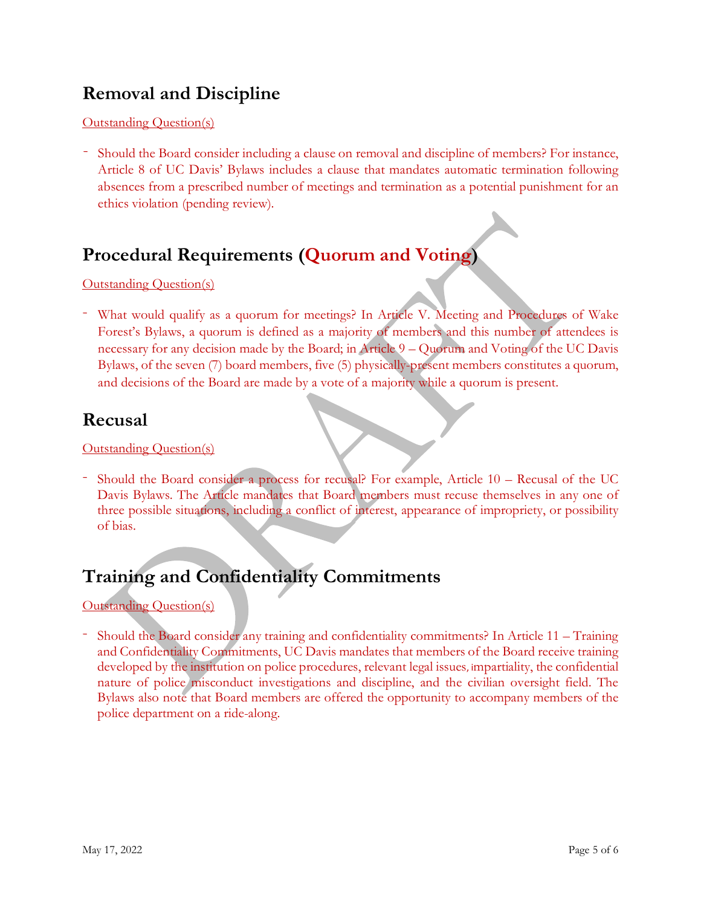## Removal and Discipline

Outstanding Question(s)

- Should the Board consider including a clause on removal and discipline of members? For instance, Article 8 of UC Davis' Bylaws includes a clause that mandates automatic termination following absences from a prescribed number of meetings and termination as a potential punishment for an ethics violation (pending review).

## Procedural Requirements (Quorum and Voting)

Outstanding Question(s)

- What would qualify as a quorum for meetings? In Article V. Meeting and Procedures of Wake Forest's Bylaws, a quorum is defined as a majority of members and this number of attendees is necessary for any decision made by the Board; in Article 9 – Quorum and Voting of the UC Davis Bylaws, of the seven (7) board members, five (5) physically-present members constitutes a quorum, and decisions of the Board are made by a vote of a majority while a quorum is present.

## Recusal

Outstanding Question(s)

- Should the Board consider a process for recusal? For example, Article 10 – Recusal of the UC Davis Bylaws. The Article mandates that Board members must recuse themselves in any one of three possible situations, including a conflict of interest, appearance of impropriety, or possibility of bias.

## Training and Confidentiality Commitments

Outstanding Question(s)

- Should the Board consider any training and confidentiality commitments? In Article 11 – Training and Confidentiality Commitments, UC Davis mandates that members of the Board receive training developed by the institution on police procedures, relevant legal issues, impartiality, the confidential nature of police misconduct investigations and discipline, and the civilian oversight field. The Bylaws also note that Board members are offered the opportunity to accompany members of the police department on a ride-along.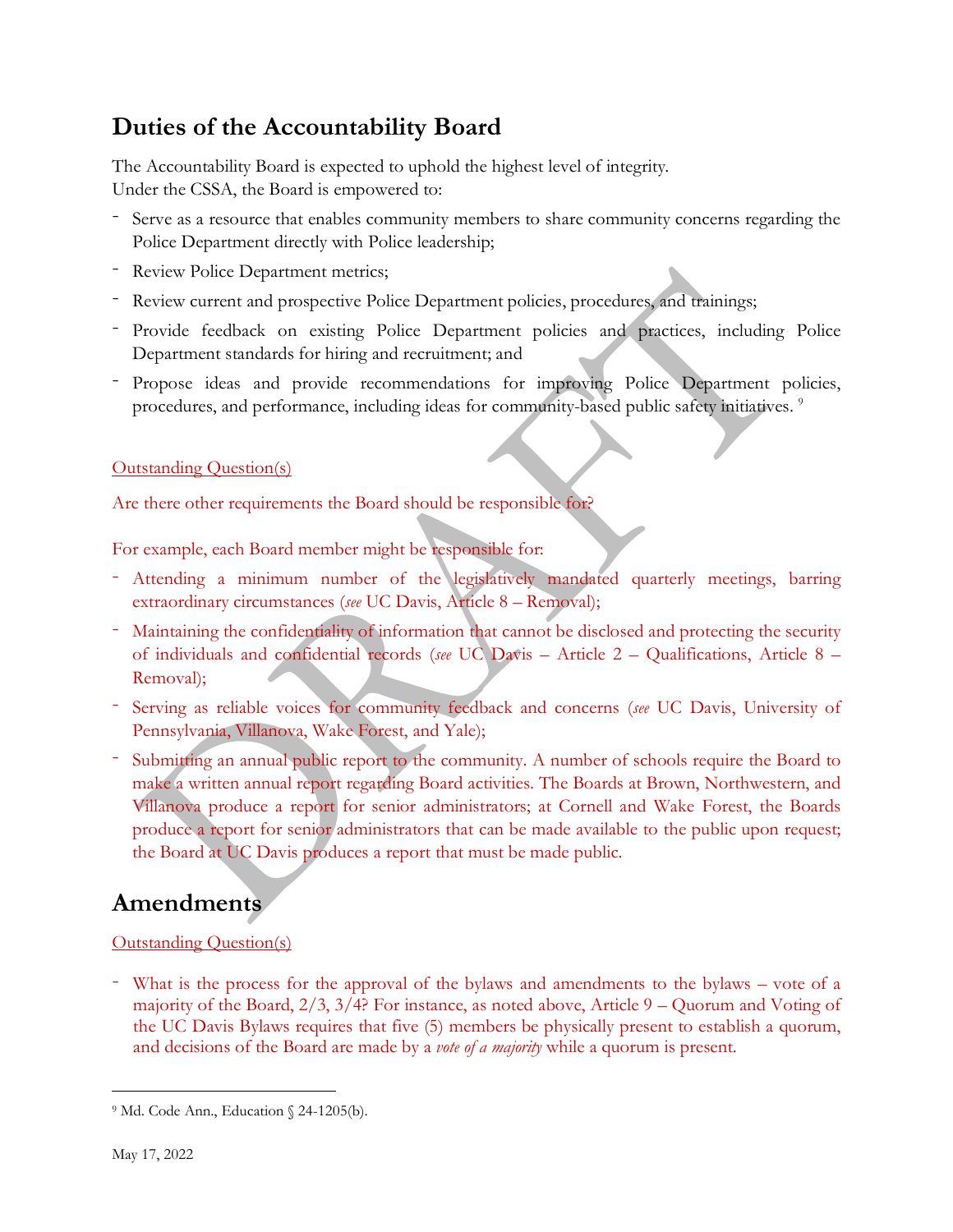## Duties of the Accountability Board

The Accountability Board is expected to uphold the highest level of integrity.
Under the CSSA, the Board is empowered to:

- Serve as a resource that enables community members to share community concerns regarding the Police Department directly with Police leadership;
- Review Police Department metrics;
- Review current and prospective Police Department policies, procedures, and trainings;
- Provide feedback on existing Police Department policies and practices, including Police Department standards for hiring and recruitment; and
- Propose ideas and provide recommendations for improving Police Department policies, procedures, and performance, including ideas for community-based public safety initiatives. [9]

Outstanding Question(s)

Are there other requirements the Board should be responsible for?

For example, each Board member might be responsible for:

- Attending a minimum number of the legislatively mandated quarterly meetings, barring extraordinary circumstances (*see* UC Davis, Article 8 – Removal);
- Maintaining the confidentiality of information that cannot be disclosed and protecting the security of individuals and confidential records (*see* UC Davis – Article 2 – Qualifications, Article 8 – Removal);
- Serving as reliable voices for community feedback and concerns (*see* UC Davis, University of Pennsylvania, Villanova, Wake Forest, and Yale);
- Submitting an annual public report to the community. A number of schools require the Board to make a written annual report regarding Board activities. The Boards at Brown, Northwestern, and Villanova produce a report for senior administrators; at Cornell and Wake Forest, the Boards produce a report for senior administrators that can be made available to the public upon request; the Board at UC Davis produces a report that must be made public.

## Amendments

Outstanding Question(s)

- What is the process for the approval of the bylaws and amendments to the bylaws – vote of a majority of the Board, 2/3, 3/4? For instance, as noted above, Article 9 – Quorum and Voting of the UC Davis Bylaws requires that five (5) members be physically present to establish a quorum, and decisions of the Board are made by a *vote of a majority* while a quorum is present.

---

[9] Md. Code Ann., Education § 24-1205(b).

May 17, 2022